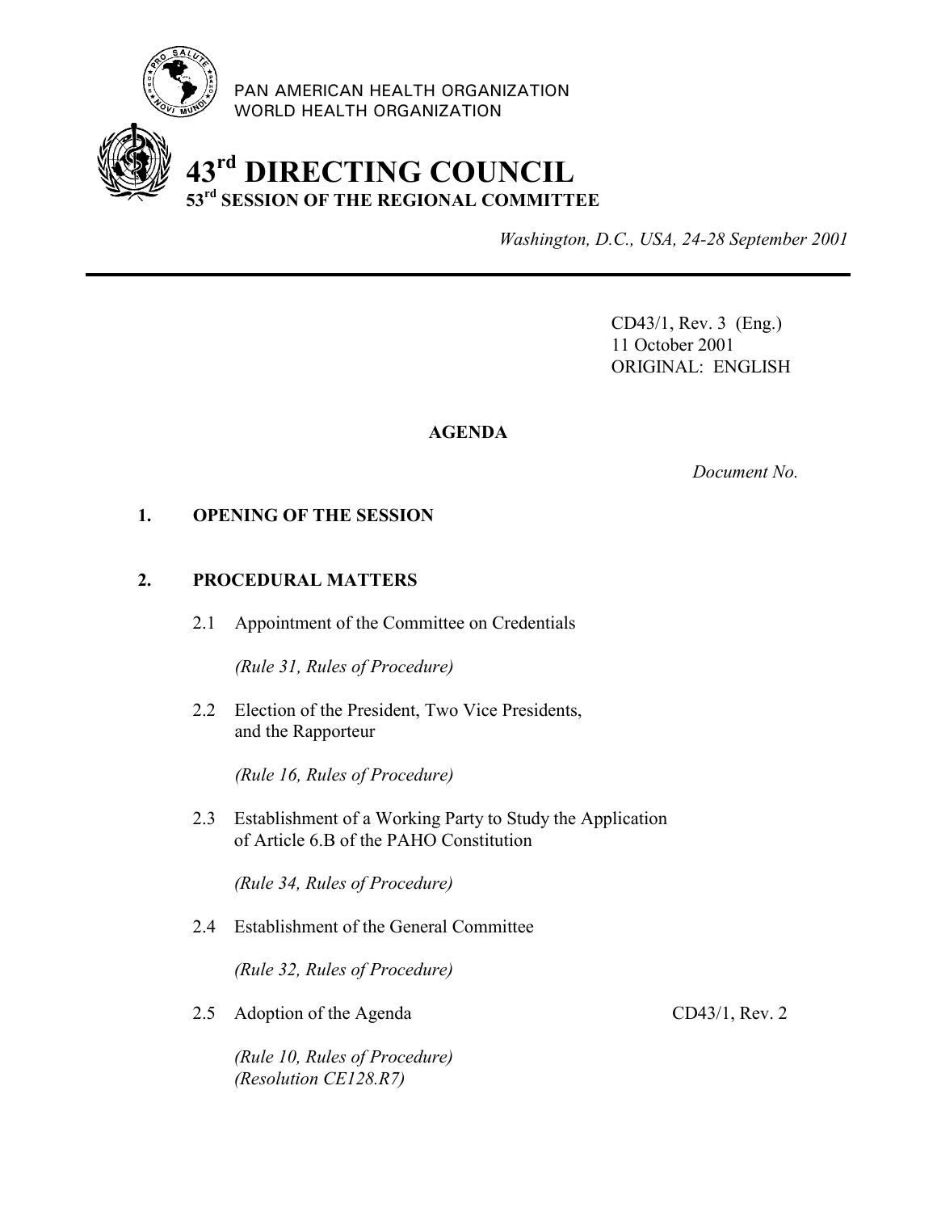PAN AMERICAN HEALTH ORGANIZATION
WORLD HEALTH ORGANIZATION

# 43rd DIRECTING COUNCIL
## 53rd SESSION OF THE REGIONAL COMMITTEE

*Washington, D.C., USA, 24-28 September 2001*

CD43/1, Rev. 3 (Eng.)
11 October 2001
ORIGINAL: ENGLISH

**AGENDA**

*Document No.*

**1. OPENING OF THE SESSION**

**2. PROCEDURAL MATTERS**

2.1 Appointment of the Committee on Credentials

*(Rule 31, Rules of Procedure)*

2.2 Election of the President, Two Vice Presidents, and the Rapporteur

*(Rule 16, Rules of Procedure)*

2.3 Establishment of a Working Party to Study the Application of Article 6.B of the PAHO Constitution

*(Rule 34, Rules of Procedure)*

2.4 Establishment of the General Committee

*(Rule 32, Rules of Procedure)*

2.5 Adoption of the Agenda — CD43/1, Rev. 2

*(Rule 10, Rules of Procedure)*
*(Resolution CE128.R7)*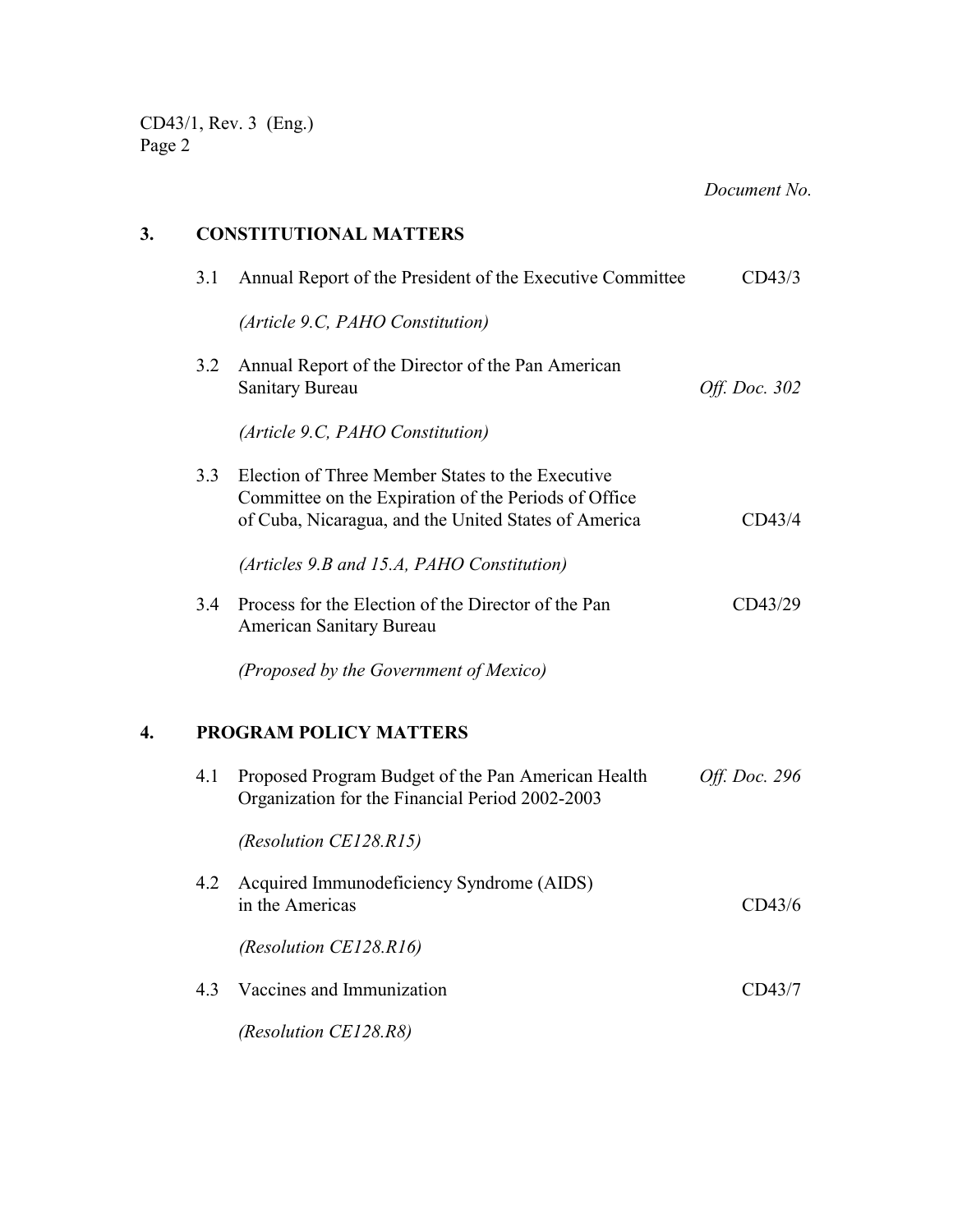*Document No.*

## 3. CONSTITUTIONAL MATTERS

| | | Document No. |
|---|---|---|
| 3.1 | Annual Report of the President of the Executive Committee<br>*(Article 9.C, PAHO Constitution)* | CD43/3 |
| 3.2 | Annual Report of the Director of the Pan American Sanitary Bureau<br>*(Article 9.C, PAHO Constitution)* | *Off. Doc. 302* |
| 3.3 | Election of Three Member States to the Executive Committee on the Expiration of the Periods of Office of Cuba, Nicaragua, and the United States of America<br>*(Articles 9.B and 15.A, PAHO Constitution)* | CD43/4 |
| 3.4 | Process for the Election of the Director of the Pan American Sanitary Bureau<br>*(Proposed by the Government of Mexico)* | CD43/29 |

## 4. PROGRAM POLICY MATTERS

| | | Document No. |
|---|---|---|
| 4.1 | Proposed Program Budget of the Pan American Health Organization for the Financial Period 2002-2003<br>*(Resolution CE128.R15)* | *Off. Doc. 296* |
| 4.2 | Acquired Immunodeficiency Syndrome (AIDS) in the Americas<br>*(Resolution CE128.R16)* | CD43/6 |
| 4.3 | Vaccines and Immunization<br>*(Resolution CE128.R8)* | CD43/7 |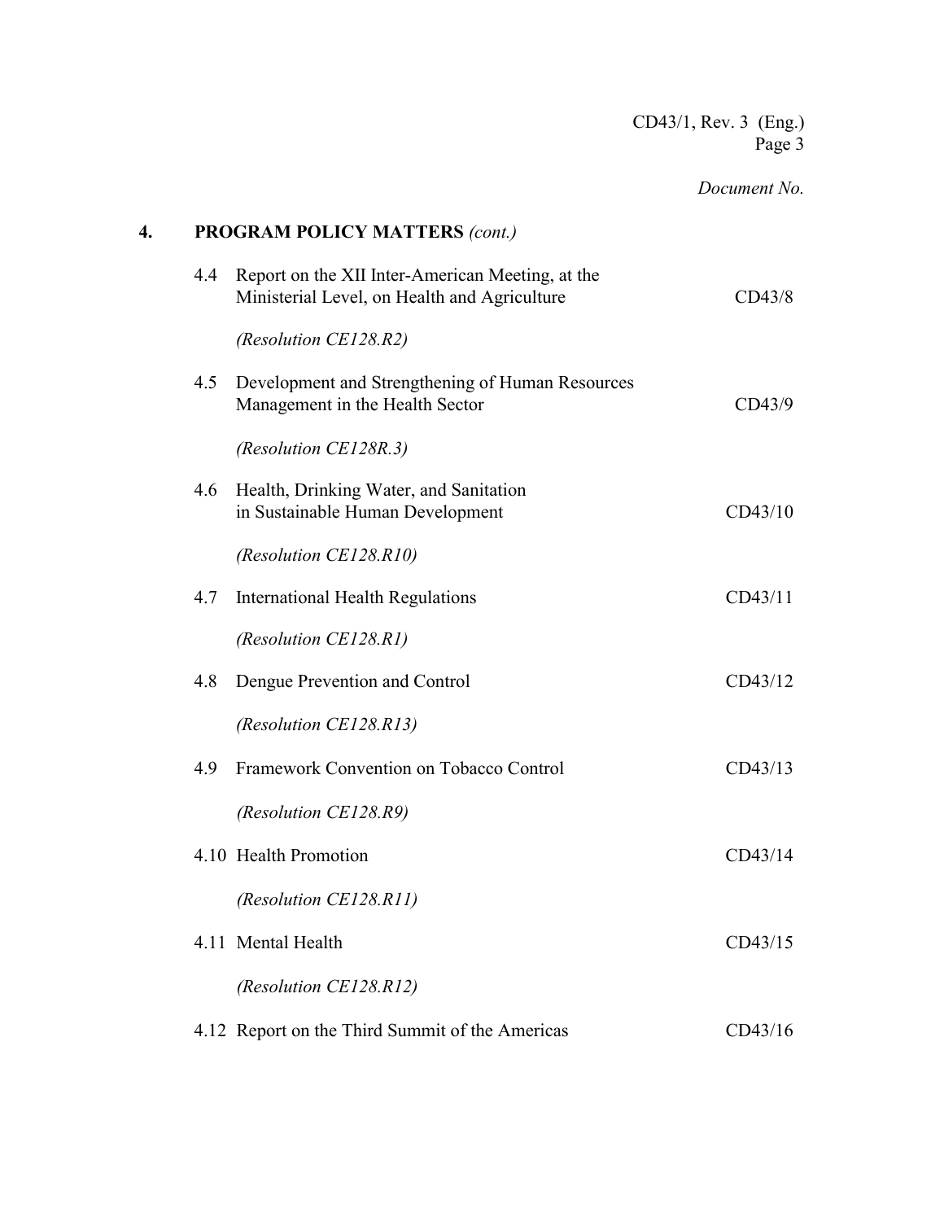*Document No.*

## 4. PROGRAM POLICY MATTERS *(cont.)*

| | | |
|---|---|---|
| 4.4 | Report on the XII Inter-American Meeting, at the Ministerial Level, on Health and Agriculture | CD43/8 |
| | *(Resolution CE128.R2)* | |
| 4.5 | Development and Strengthening of Human Resources Management in the Health Sector | CD43/9 |
| | *(Resolution CE128R.3)* | |
| 4.6 | Health, Drinking Water, and Sanitation in Sustainable Human Development | CD43/10 |
| | *(Resolution CE128.R10)* | |
| 4.7 | International Health Regulations | CD43/11 |
| | *(Resolution CE128.R1)* | |
| 4.8 | Dengue Prevention and Control | CD43/12 |
| | *(Resolution CE128.R13)* | |
| 4.9 | Framework Convention on Tobacco Control | CD43/13 |
| | *(Resolution CE128.R9)* | |
| 4.10 | Health Promotion | CD43/14 |
| | *(Resolution CE128.R11)* | |
| 4.11 | Mental Health | CD43/15 |
| | *(Resolution CE128.R12)* | |
| 4.12 | Report on the Third Summit of the Americas | CD43/16 |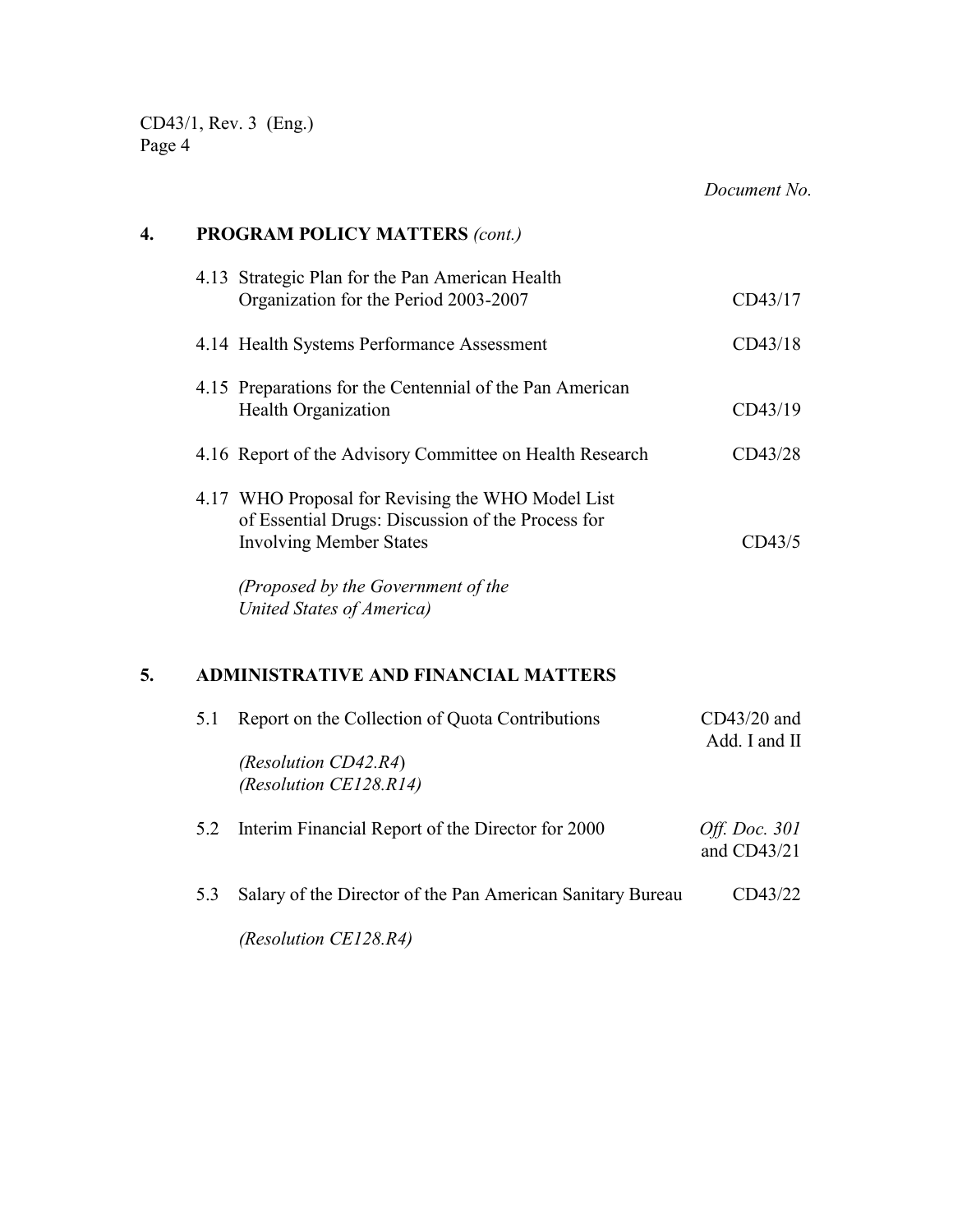*Document No.*

## 4. PROGRAM POLICY MATTERS *(cont.)*

| Item | | Document No. |
|---|---|---|
| 4.13 | Strategic Plan for the Pan American Health Organization for the Period 2003-2007 | CD43/17 |
| 4.14 | Health Systems Performance Assessment | CD43/18 |
| 4.15 | Preparations for the Centennial of the Pan American Health Organization | CD43/19 |
| 4.16 | Report of the Advisory Committee on Health Research | CD43/28 |
| 4.17 | WHO Proposal for Revising the WHO Model List of Essential Drugs: Discussion of the Process for Involving Member States<br><br>*(Proposed by the Government of the United States of America)* | CD43/5 |

## 5. ADMINISTRATIVE AND FINANCIAL MATTERS

| Item | | Document No. |
|---|---|---|
| 5.1 | Report on the Collection of Quota Contributions<br><br>*(Resolution CD42.R4)*<br>*(Resolution CE128.R14)* | CD43/20 and Add. I and II |
| 5.2 | Interim Financial Report of the Director for 2000 | *Off. Doc. 301* and CD43/21 |
| 5.3 | Salary of the Director of the Pan American Sanitary Bureau<br><br>*(Resolution CE128.R4)* | CD43/22 |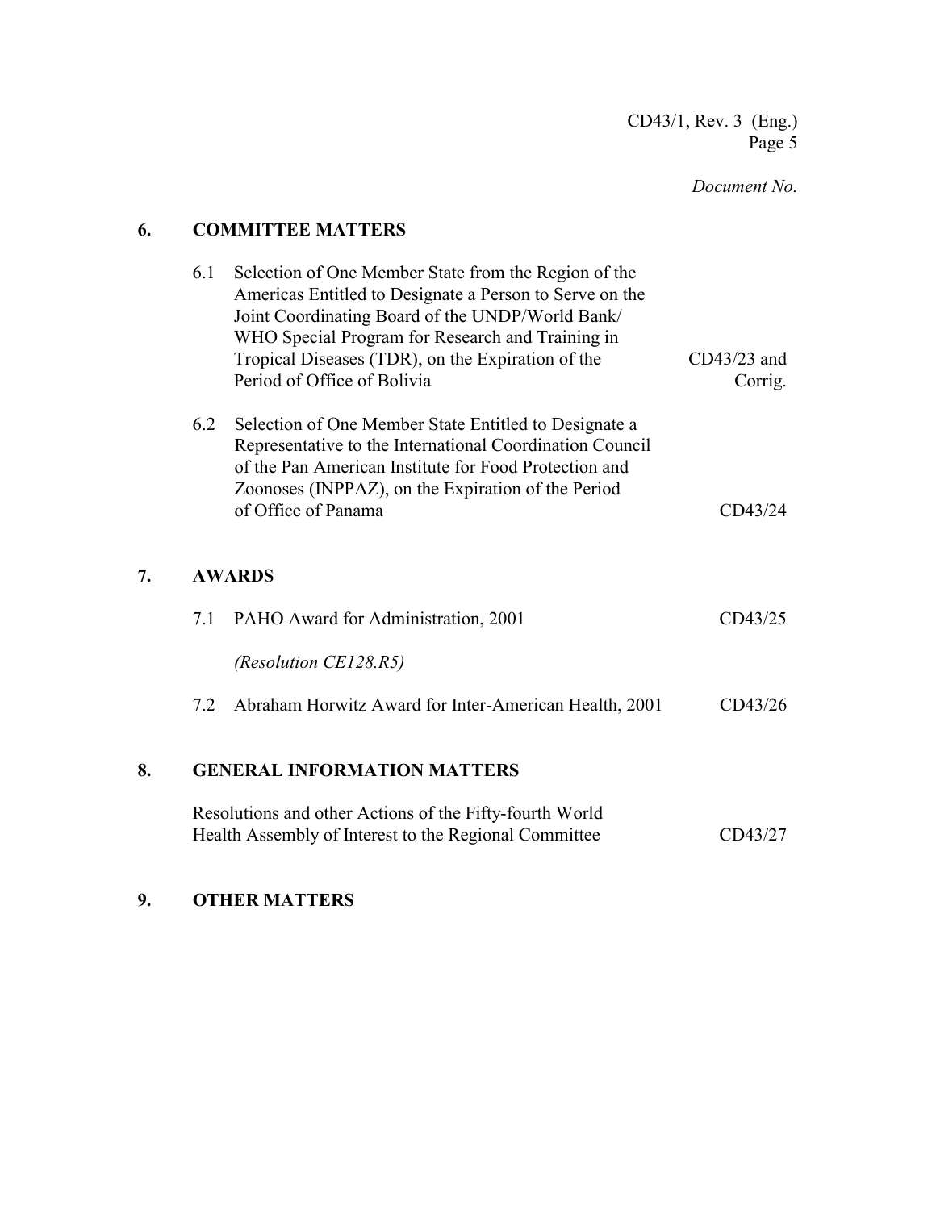*Document No.*

## 6. COMMITTEE MATTERS

| | | |
|---|---|---|
| 6.1 | Selection of One Member State from the Region of the Americas Entitled to Designate a Person to Serve on the Joint Coordinating Board of the UNDP/World Bank/ WHO Special Program for Research and Training in Tropical Diseases (TDR), on the Expiration of the Period of Office of Bolivia | CD43/23 and Corrig. |
| 6.2 | Selection of One Member State Entitled to Designate a Representative to the International Coordination Council of the Pan American Institute for Food Protection and Zoonoses (INPPAZ), on the Expiration of the Period of Office of Panama | CD43/24 |

## 7. AWARDS

| | | |
|---|---|---|
| 7.1 | PAHO Award for Administration, 2001 | CD43/25 |
| | *(Resolution CE128.R5)* | |
| 7.2 | Abraham Horwitz Award for Inter-American Health, 2001 | CD43/26 |

## 8. GENERAL INFORMATION MATTERS

| | |
|---|---|
| Resolutions and other Actions of the Fifty-fourth World Health Assembly of Interest to the Regional Committee | CD43/27 |

## 9. OTHER MATTERS